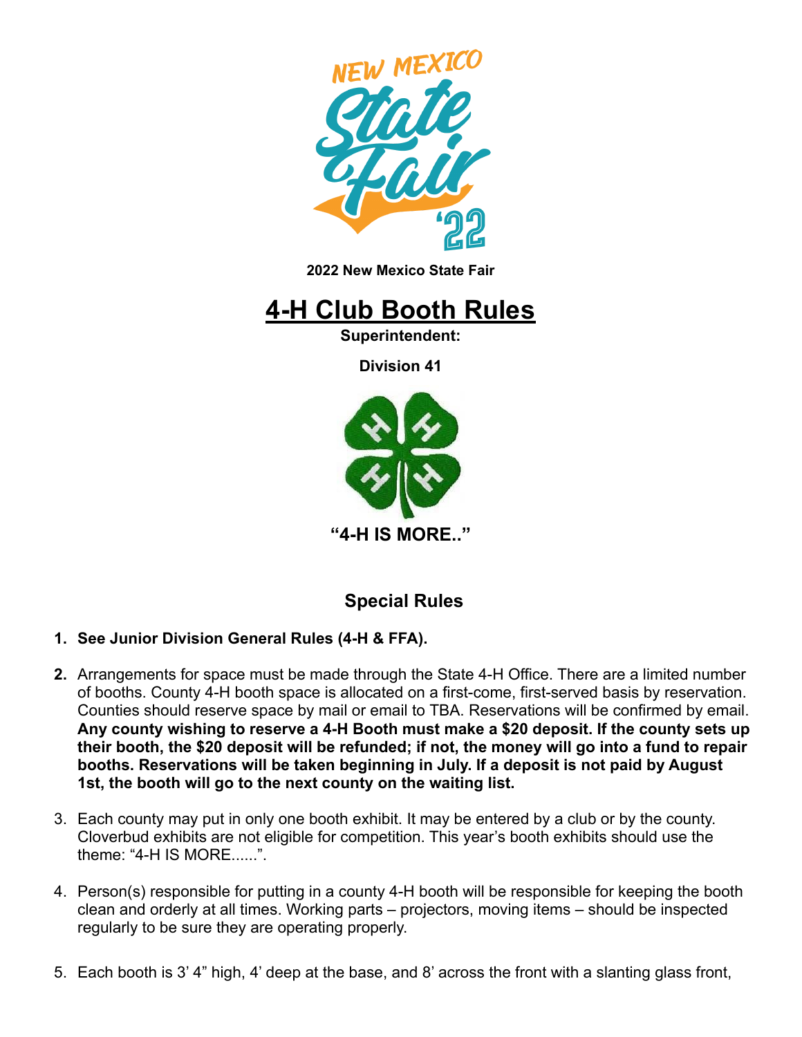2022 New Mexico State Fair

# 4-H Club Booth Rules

**Superintendent:**

**Division 41**

**"4-H IS MORE.."**

## Special Rules

1. **See Junior Division General Rules (4-H & FFA).**

2. Arrangements for space must be made through the State 4-H Office. There are a limited number of booths. County 4-H booth space is allocated on a first-come, first-served basis by reservation. Counties should reserve space by mail or email to TBA. Reservations will be confirmed by email. **Any county wishing to reserve a 4-H Booth must make a $20 deposit. If the county sets up their booth, the $20 deposit will be refunded; if not, the money will go into a fund to repair booths. Reservations will be taken beginning in July. If a deposit is not paid by August 1st, the booth will go to the next county on the waiting list.**

3. Each county may put in only one booth exhibit. It may be entered by a club or by the county. Cloverbud exhibits are not eligible for competition. This year's booth exhibits should use the theme: "4-H IS MORE......".

4. Person(s) responsible for putting in a county 4-H booth will be responsible for keeping the booth clean and orderly at all times. Working parts – projectors, moving items – should be inspected regularly to be sure they are operating properly.

5. Each booth is 3' 4" high, 4' deep at the base, and 8' across the front with a slanting glass front,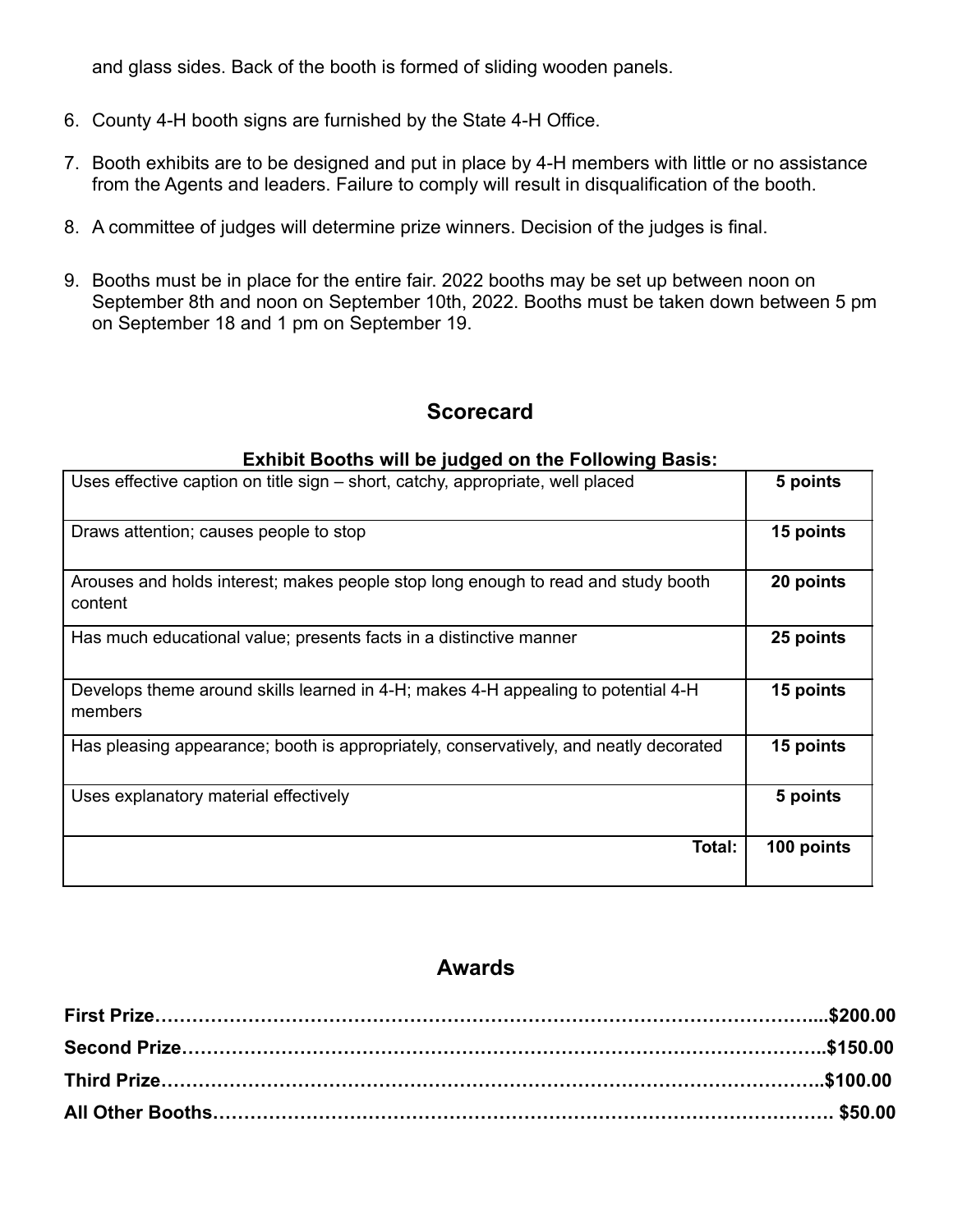and glass sides. Back of the booth is formed of sliding wooden panels.

6. County 4-H booth signs are furnished by the State 4-H Office.
7. Booth exhibits are to be designed and put in place by 4-H members with little or no assistance from the Agents and leaders. Failure to comply will result in disqualification of the booth.
8. A committee of judges will determine prize winners. Decision of the judges is final.
9. Booths must be in place for the entire fair. 2022 booths may be set up between noon on September 8th and noon on September 10th, 2022. Booths must be taken down between 5 pm on September 18 and 1 pm on September 19.

## Scorecard

**Exhibit Booths will be judged on the Following Basis:**

| | |
|---|---|
| Uses effective caption on title sign – short, catchy, appropriate, well placed | **5 points** |
| Draws attention; causes people to stop | **15 points** |
| Arouses and holds interest; makes people stop long enough to read and study booth content | **20 points** |
| Has much educational value; presents facts in a distinctive manner | **25 points** |
| Develops theme around skills learned in 4-H; makes 4-H appealing to potential 4-H members | **15 points** |
| Has pleasing appearance; booth is appropriately, conservatively, and neatly decorated | **15 points** |
| Uses explanatory material effectively | **5 points** |
| **Total:** | **100 points** |

## Awards

**First Prize…………………………………………………………………………………………....$200.00**

**Second Prize……………………………………………………………………………………..$150.00**

**Third Prize………………………………………………………………………………………..$100.00**

**All Other Booths………………………………………………………………………………… $50.00**